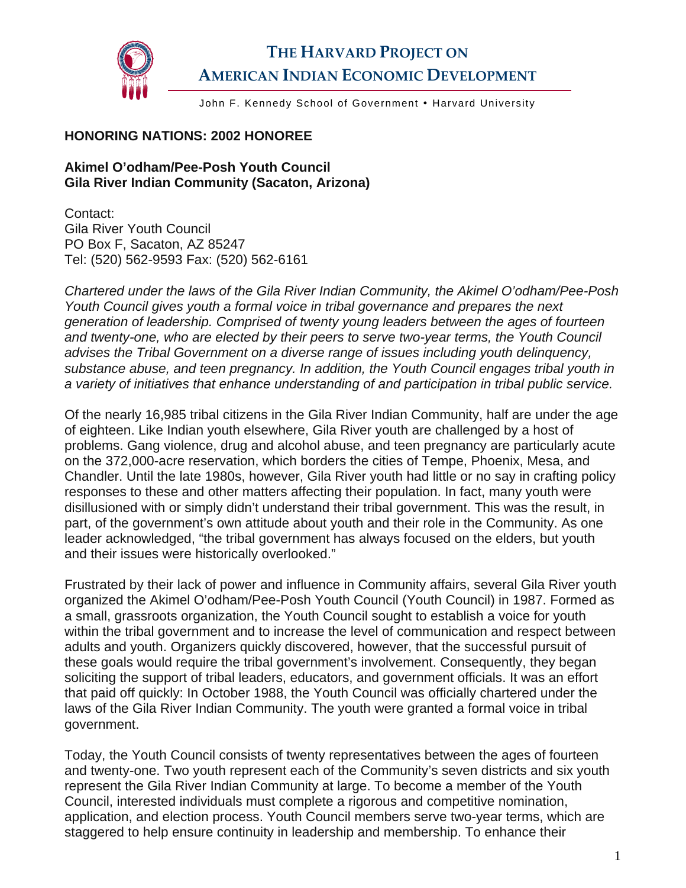# THE HARVARD PROJECT ON AMERICAN INDIAN ECONOMIC DEVELOPMENT

John F. Kennedy School of Government • Harvard University

**HONORING NATIONS: 2002 HONOREE**

## Akimel O'odham/Pee-Posh Youth Council
## Gila River Indian Community (Sacaton, Arizona)

Contact:
Gila River Youth Council
PO Box F, Sacaton, AZ 85247
Tel: (520) 562-9593 Fax: (520) 562-6161

*Chartered under the laws of the Gila River Indian Community, the Akimel O'odham/Pee-Posh Youth Council gives youth a formal voice in tribal governance and prepares the next generation of leadership. Comprised of twenty young leaders between the ages of fourteen and twenty-one, who are elected by their peers to serve two-year terms, the Youth Council advises the Tribal Government on a diverse range of issues including youth delinquency, substance abuse, and teen pregnancy. In addition, the Youth Council engages tribal youth in a variety of initiatives that enhance understanding of and participation in tribal public service.*

Of the nearly 16,985 tribal citizens in the Gila River Indian Community, half are under the age of eighteen. Like Indian youth elsewhere, Gila River youth are challenged by a host of problems. Gang violence, drug and alcohol abuse, and teen pregnancy are particularly acute on the 372,000-acre reservation, which borders the cities of Tempe, Phoenix, Mesa, and Chandler. Until the late 1980s, however, Gila River youth had little or no say in crafting policy responses to these and other matters affecting their population. In fact, many youth were disillusioned with or simply didn't understand their tribal government. This was the result, in part, of the government's own attitude about youth and their role in the Community. As one leader acknowledged, "the tribal government has always focused on the elders, but youth and their issues were historically overlooked."

Frustrated by their lack of power and influence in Community affairs, several Gila River youth organized the Akimel O'odham/Pee-Posh Youth Council (Youth Council) in 1987. Formed as a small, grassroots organization, the Youth Council sought to establish a voice for youth within the tribal government and to increase the level of communication and respect between adults and youth. Organizers quickly discovered, however, that the successful pursuit of these goals would require the tribal government's involvement. Consequently, they began soliciting the support of tribal leaders, educators, and government officials. It was an effort that paid off quickly: In October 1988, the Youth Council was officially chartered under the laws of the Gila River Indian Community. The youth were granted a formal voice in tribal government.

Today, the Youth Council consists of twenty representatives between the ages of fourteen and twenty-one. Two youth represent each of the Community's seven districts and six youth represent the Gila River Indian Community at large. To become a member of the Youth Council, interested individuals must complete a rigorous and competitive nomination, application, and election process. Youth Council members serve two-year terms, which are staggered to help ensure continuity in leadership and membership. To enhance their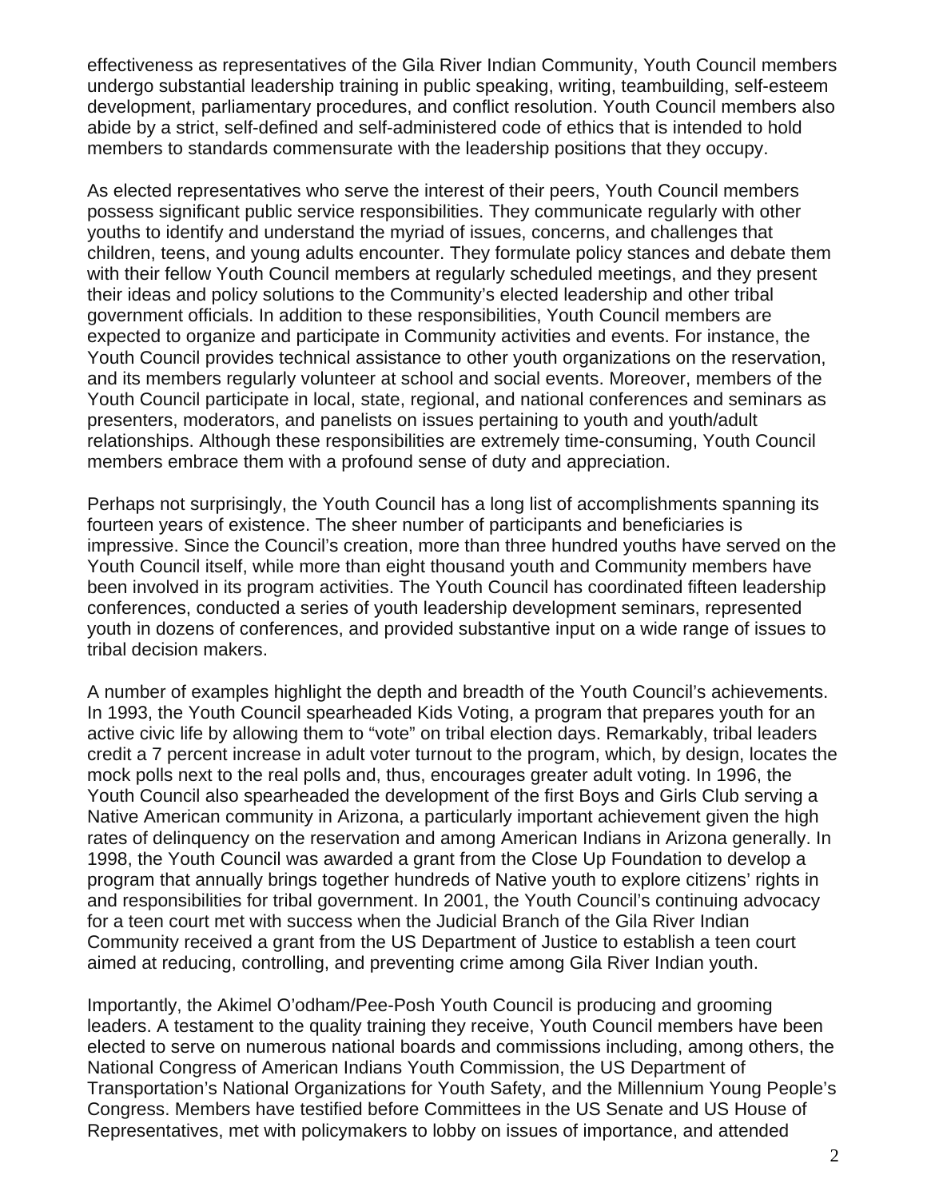effectiveness as representatives of the Gila River Indian Community, Youth Council members undergo substantial leadership training in public speaking, writing, teambuilding, self-esteem development, parliamentary procedures, and conflict resolution. Youth Council members also abide by a strict, self-defined and self-administered code of ethics that is intended to hold members to standards commensurate with the leadership positions that they occupy.

As elected representatives who serve the interest of their peers, Youth Council members possess significant public service responsibilities. They communicate regularly with other youths to identify and understand the myriad of issues, concerns, and challenges that children, teens, and young adults encounter. They formulate policy stances and debate them with their fellow Youth Council members at regularly scheduled meetings, and they present their ideas and policy solutions to the Community's elected leadership and other tribal government officials. In addition to these responsibilities, Youth Council members are expected to organize and participate in Community activities and events. For instance, the Youth Council provides technical assistance to other youth organizations on the reservation, and its members regularly volunteer at school and social events. Moreover, members of the Youth Council participate in local, state, regional, and national conferences and seminars as presenters, moderators, and panelists on issues pertaining to youth and youth/adult relationships. Although these responsibilities are extremely time-consuming, Youth Council members embrace them with a profound sense of duty and appreciation.

Perhaps not surprisingly, the Youth Council has a long list of accomplishments spanning its fourteen years of existence. The sheer number of participants and beneficiaries is impressive. Since the Council's creation, more than three hundred youths have served on the Youth Council itself, while more than eight thousand youth and Community members have been involved in its program activities. The Youth Council has coordinated fifteen leadership conferences, conducted a series of youth leadership development seminars, represented youth in dozens of conferences, and provided substantive input on a wide range of issues to tribal decision makers.

A number of examples highlight the depth and breadth of the Youth Council's achievements. In 1993, the Youth Council spearheaded Kids Voting, a program that prepares youth for an active civic life by allowing them to "vote" on tribal election days. Remarkably, tribal leaders credit a 7 percent increase in adult voter turnout to the program, which, by design, locates the mock polls next to the real polls and, thus, encourages greater adult voting. In 1996, the Youth Council also spearheaded the development of the first Boys and Girls Club serving a Native American community in Arizona, a particularly important achievement given the high rates of delinquency on the reservation and among American Indians in Arizona generally. In 1998, the Youth Council was awarded a grant from the Close Up Foundation to develop a program that annually brings together hundreds of Native youth to explore citizens' rights in and responsibilities for tribal government. In 2001, the Youth Council's continuing advocacy for a teen court met with success when the Judicial Branch of the Gila River Indian Community received a grant from the US Department of Justice to establish a teen court aimed at reducing, controlling, and preventing crime among Gila River Indian youth.

Importantly, the Akimel O'odham/Pee-Posh Youth Council is producing and grooming leaders. A testament to the quality training they receive, Youth Council members have been elected to serve on numerous national boards and commissions including, among others, the National Congress of American Indians Youth Commission, the US Department of Transportation's National Organizations for Youth Safety, and the Millennium Young People's Congress. Members have testified before Committees in the US Senate and US House of Representatives, met with policymakers to lobby on issues of importance, and attended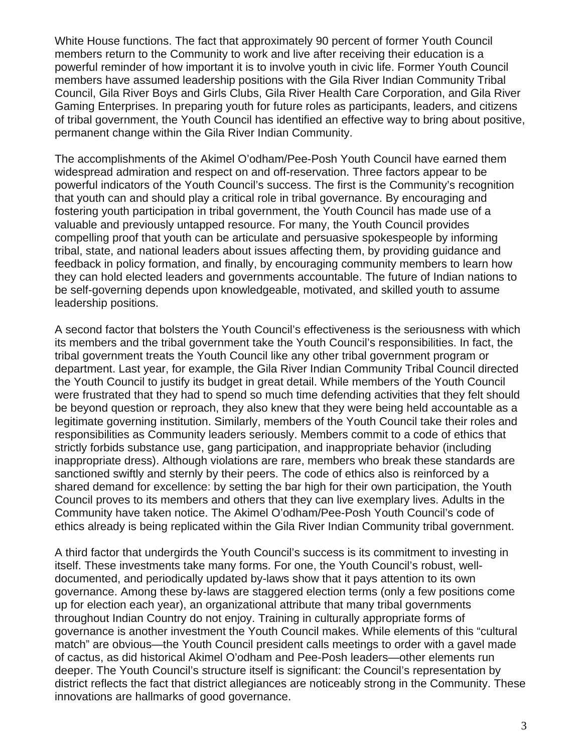White House functions. The fact that approximately 90 percent of former Youth Council members return to the Community to work and live after receiving their education is a powerful reminder of how important it is to involve youth in civic life. Former Youth Council members have assumed leadership positions with the Gila River Indian Community Tribal Council, Gila River Boys and Girls Clubs, Gila River Health Care Corporation, and Gila River Gaming Enterprises. In preparing youth for future roles as participants, leaders, and citizens of tribal government, the Youth Council has identified an effective way to bring about positive, permanent change within the Gila River Indian Community.

The accomplishments of the Akimel O'odham/Pee-Posh Youth Council have earned them widespread admiration and respect on and off-reservation. Three factors appear to be powerful indicators of the Youth Council's success. The first is the Community's recognition that youth can and should play a critical role in tribal governance. By encouraging and fostering youth participation in tribal government, the Youth Council has made use of a valuable and previously untapped resource. For many, the Youth Council provides compelling proof that youth can be articulate and persuasive spokespeople by informing tribal, state, and national leaders about issues affecting them, by providing guidance and feedback in policy formation, and finally, by encouraging community members to learn how they can hold elected leaders and governments accountable. The future of Indian nations to be self-governing depends upon knowledgeable, motivated, and skilled youth to assume leadership positions.

A second factor that bolsters the Youth Council's effectiveness is the seriousness with which its members and the tribal government take the Youth Council's responsibilities. In fact, the tribal government treats the Youth Council like any other tribal government program or department. Last year, for example, the Gila River Indian Community Tribal Council directed the Youth Council to justify its budget in great detail. While members of the Youth Council were frustrated that they had to spend so much time defending activities that they felt should be beyond question or reproach, they also knew that they were being held accountable as a legitimate governing institution. Similarly, members of the Youth Council take their roles and responsibilities as Community leaders seriously. Members commit to a code of ethics that strictly forbids substance use, gang participation, and inappropriate behavior (including inappropriate dress). Although violations are rare, members who break these standards are sanctioned swiftly and sternly by their peers. The code of ethics also is reinforced by a shared demand for excellence: by setting the bar high for their own participation, the Youth Council proves to its members and others that they can live exemplary lives. Adults in the Community have taken notice. The Akimel O'odham/Pee-Posh Youth Council's code of ethics already is being replicated within the Gila River Indian Community tribal government.

A third factor that undergirds the Youth Council's success is its commitment to investing in itself. These investments take many forms. For one, the Youth Council's robust, well-documented, and periodically updated by-laws show that it pays attention to its own governance. Among these by-laws are staggered election terms (only a few positions come up for election each year), an organizational attribute that many tribal governments throughout Indian Country do not enjoy. Training in culturally appropriate forms of governance is another investment the Youth Council makes. While elements of this "cultural match" are obvious—the Youth Council president calls meetings to order with a gavel made of cactus, as did historical Akimel O'odham and Pee-Posh leaders—other elements run deeper. The Youth Council's structure itself is significant: the Council's representation by district reflects the fact that district allegiances are noticeably strong in the Community. These innovations are hallmarks of good governance.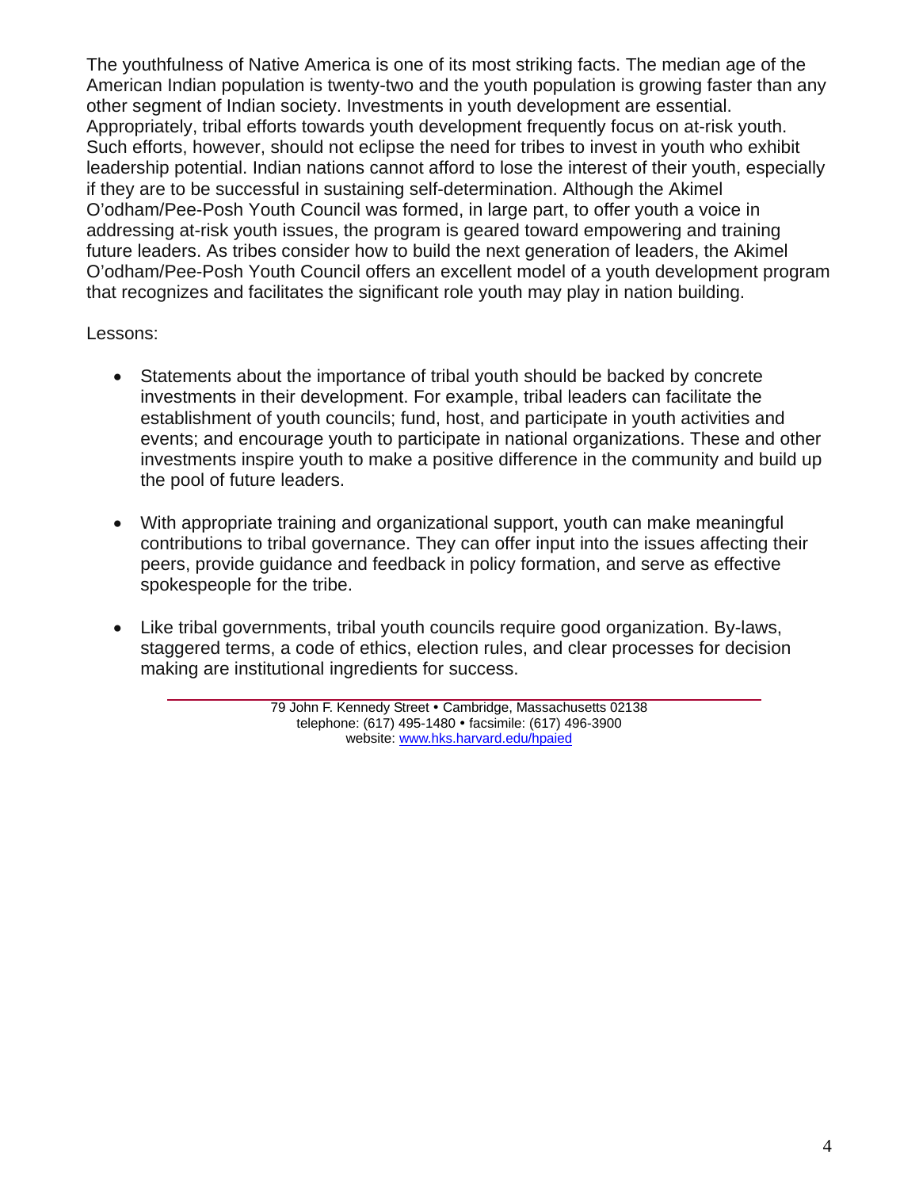The youthfulness of Native America is one of its most striking facts. The median age of the American Indian population is twenty-two and the youth population is growing faster than any other segment of Indian society. Investments in youth development are essential. Appropriately, tribal efforts towards youth development frequently focus on at-risk youth. Such efforts, however, should not eclipse the need for tribes to invest in youth who exhibit leadership potential. Indian nations cannot afford to lose the interest of their youth, especially if they are to be successful in sustaining self-determination. Although the Akimel O'odham/Pee-Posh Youth Council was formed, in large part, to offer youth a voice in addressing at-risk youth issues, the program is geared toward empowering and training future leaders. As tribes consider how to build the next generation of leaders, the Akimel O'odham/Pee-Posh Youth Council offers an excellent model of a youth development program that recognizes and facilitates the significant role youth may play in nation building.

Lessons:

- Statements about the importance of tribal youth should be backed by concrete investments in their development. For example, tribal leaders can facilitate the establishment of youth councils; fund, host, and participate in youth activities and events; and encourage youth to participate in national organizations. These and other investments inspire youth to make a positive difference in the community and build up the pool of future leaders.

- With appropriate training and organizational support, youth can make meaningful contributions to tribal governance. They can offer input into the issues affecting their peers, provide guidance and feedback in policy formation, and serve as effective spokespeople for the tribe.

- Like tribal governments, tribal youth councils require good organization. By-laws, staggered terms, a code of ethics, election rules, and clear processes for decision making are institutional ingredients for success.

79 John F. Kennedy Street • Cambridge, Massachusetts 02138
telephone: (617) 495-1480 • facsimile: (617) 496-3900
website: www.hks.harvard.edu/hpaied